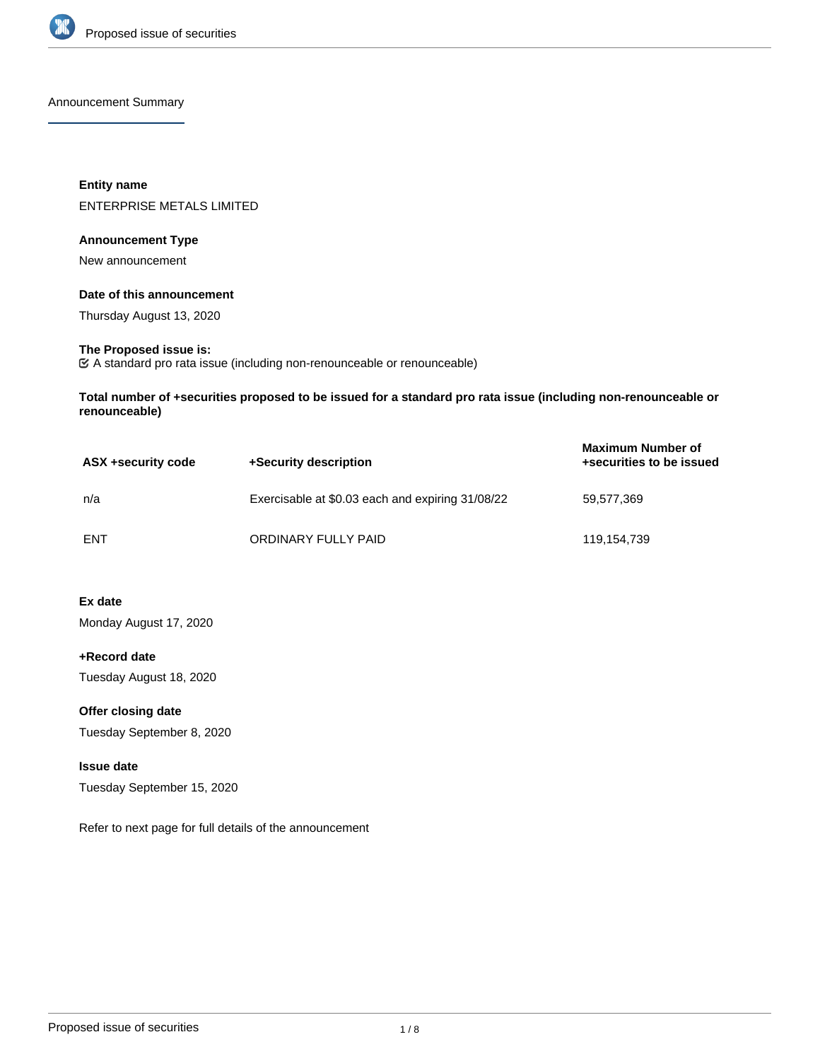## Announcement Summary

**Entity name**

ENTERPRISE METALS LIMITED

**Announcement Type**

New announcement

**Date of this announcement**

Thursday August 13, 2020

**The Proposed issue is:**

☑ A standard pro rata issue (including non-renounceable or renounceable)

**Total number of +securities proposed to be issued for a standard pro rata issue (including non-renounceable or renounceable)**

| ASX +security code | +Security description | Maximum Number of +securities to be issued |
|---|---|---|
| n/a | Exercisable at $0.03 each and expiring 31/08/22 | 59,577,369 |
| ENT | ORDINARY FULLY PAID | 119,154,739 |

**Ex date**

Monday August 17, 2020

**+Record date**

Tuesday August 18, 2020

**Offer closing date**

Tuesday September 8, 2020

**Issue date**

Tuesday September 15, 2020

Refer to next page for full details of the announcement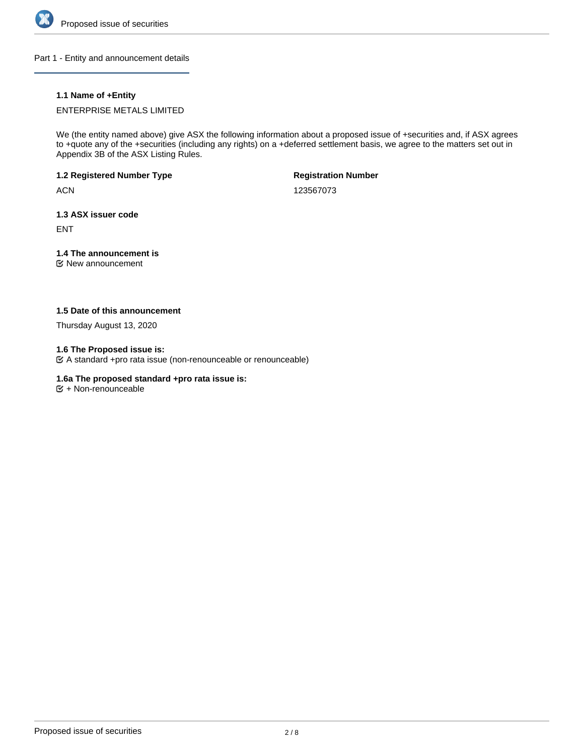## Part 1 - Entity and announcement details

**1.1 Name of +Entity**

ENTERPRISE METALS LIMITED

We (the entity named above) give ASX the following information about a proposed issue of +securities and, if ASX agrees to +quote any of the +securities (including any rights) on a +deferred settlement basis, we agree to the matters set out in Appendix 3B of the ASX Listing Rules.

**1.2 Registered Number Type**

ACN

**Registration Number**

123567073

**1.3 ASX issuer code**

ENT

**1.4 The announcement is**

☑ New announcement

**1.5 Date of this announcement**

Thursday August 13, 2020

**1.6 The Proposed issue is:**

☑ A standard +pro rata issue (non-renounceable or renounceable)

**1.6a The proposed standard +pro rata issue is:**

☑ + Non-renounceable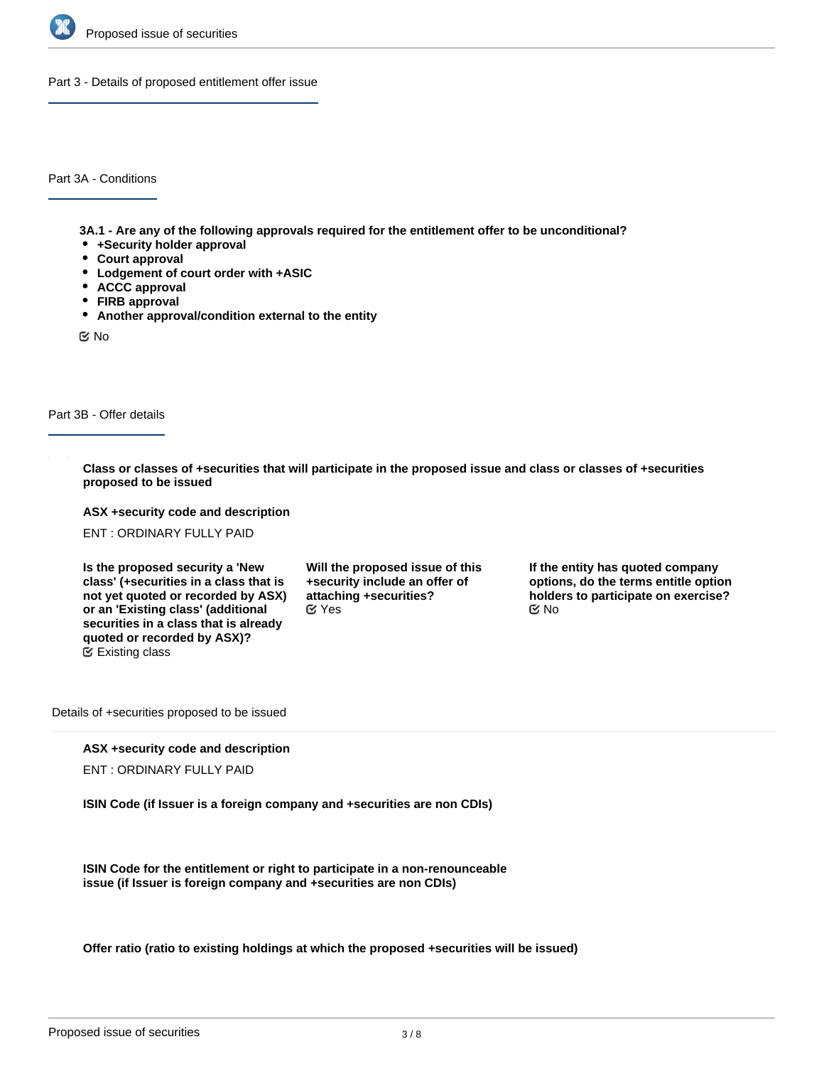## Part 3 - Details of proposed entitlement offer issue

### Part 3A - Conditions

**3A.1 - Are any of the following approvals required for the entitlement offer to be unconditional?**

- **+Security holder approval**
- **Court approval**
- **Lodgement of court order with +ASIC**
- **ACCC approval**
- **FIRB approval**
- **Another approval/condition external to the entity**

☑ No

### Part 3B - Offer details

**Class or classes of +securities that will participate in the proposed issue and class or classes of +securities proposed to be issued**

**ASX +security code and description**

ENT : ORDINARY FULLY PAID

**Is the proposed security a 'New class' (+securities in a class that is not yet quoted or recorded by ASX) or an 'Existing class' (additional securities in a class that is already quoted or recorded by ASX)?**

☑ Existing class

**Will the proposed issue of this +security include an offer of attaching +securities?**

☑ Yes

**If the entity has quoted company options, do the terms entitle option holders to participate on exercise?**

☑ No

Details of +securities proposed to be issued

**ASX +security code and description**

ENT : ORDINARY FULLY PAID

**ISIN Code (if Issuer is a foreign company and +securities are non CDIs)**

**ISIN Code for the entitlement or right to participate in a non-renounceable issue (if Issuer is foreign company and +securities are non CDIs)**

**Offer ratio (ratio to existing holdings at which the proposed +securities will be issued)**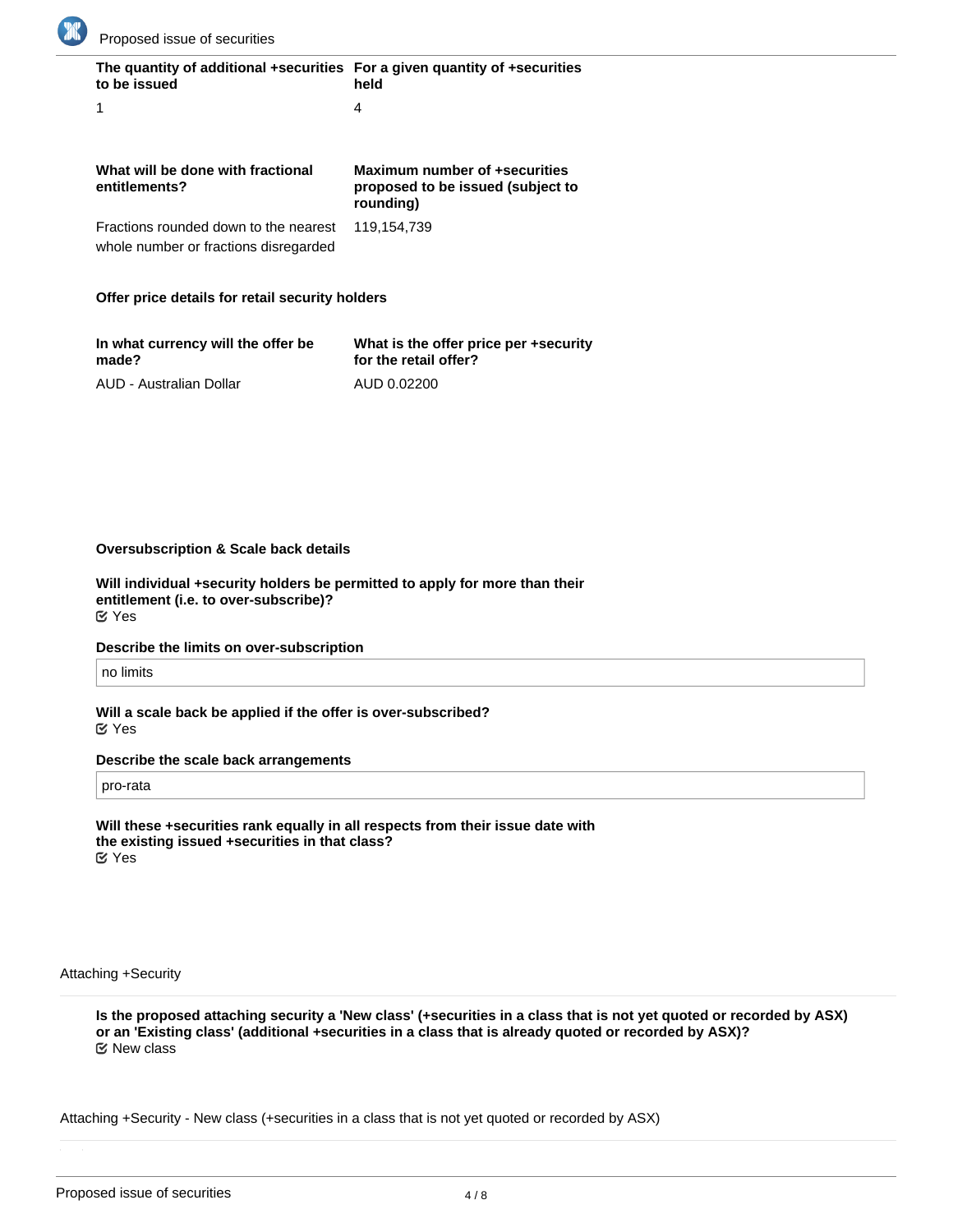| The quantity of additional +securities to be issued | For a given quantity of +securities held |
|---|---|
| 1 | 4 |

| What will be done with fractional entitlements? | Maximum number of +securities proposed to be issued (subject to rounding) |
|---|---|
| Fractions rounded down to the nearest whole number or fractions disregarded | 119,154,739 |

**Offer price details for retail security holders**

| In what currency will the offer be made? | What is the offer price per +security for the retail offer? |
|---|---|
| AUD - Australian Dollar | AUD 0.02200 |

**Oversubscription & Scale back details**

**Will individual +security holders be permitted to apply for more than their entitlement (i.e. to over-subscribe)?**
☑ Yes

**Describe the limits on over-subscription**

no limits

**Will a scale back be applied if the offer is over-subscribed?**
☑ Yes

**Describe the scale back arrangements**

pro-rata

**Will these +securities rank equally in all respects from their issue date with the existing issued +securities in that class?**
☑ Yes

Attaching +Security

**Is the proposed attaching security a 'New class' (+securities in a class that is not yet quoted or recorded by ASX) or an 'Existing class' (additional +securities in a class that is already quoted or recorded by ASX)?**
☑ New class

Attaching +Security - New class (+securities in a class that is not yet quoted or recorded by ASX)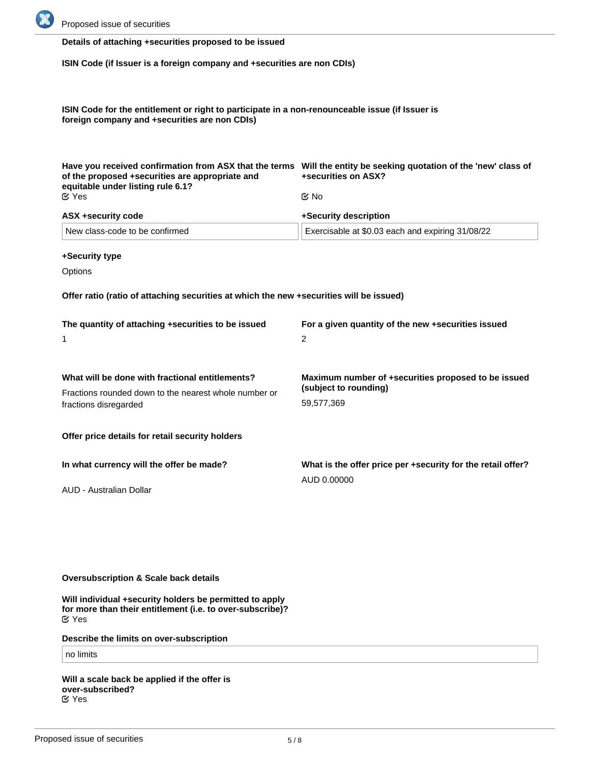**Details of attaching +securities proposed to be issued**

**ISIN Code (if Issuer is a foreign company and +securities are non CDIs)**

**ISIN Code for the entitlement or right to participate in a non-renounceable issue (if Issuer is foreign company and +securities are non CDIs)**

**Have you received confirmation from ASX that the terms of the proposed +securities are appropriate and equitable under listing rule 6.1?**

Yes

**Will the entity be seeking quotation of the 'new' class of +securities on ASX?**

No

**ASX +security code**

New class-code to be confirmed

**+Security description**

Exercisable at $0.03 each and expiring 31/08/22

**+Security type**

Options

**Offer ratio (ratio of attaching securities at which the new +securities will be issued)**

**The quantity of attaching +securities to be issued**

1

**For a given quantity of the new +securities issued**

2

**What will be done with fractional entitlements?**

Fractions rounded down to the nearest whole number or fractions disregarded

**Maximum number of +securities proposed to be issued (subject to rounding)**

59,577,369

**Offer price details for retail security holders**

**In what currency will the offer be made?**

AUD - Australian Dollar

**What is the offer price per +security for the retail offer?**

AUD 0.00000

**Oversubscription & Scale back details**

**Will individual +security holders be permitted to apply for more than their entitlement (i.e. to over-subscribe)?**

Yes

**Describe the limits on over-subscription**

no limits

**Will a scale back be applied if the offer is over-subscribed?**

Yes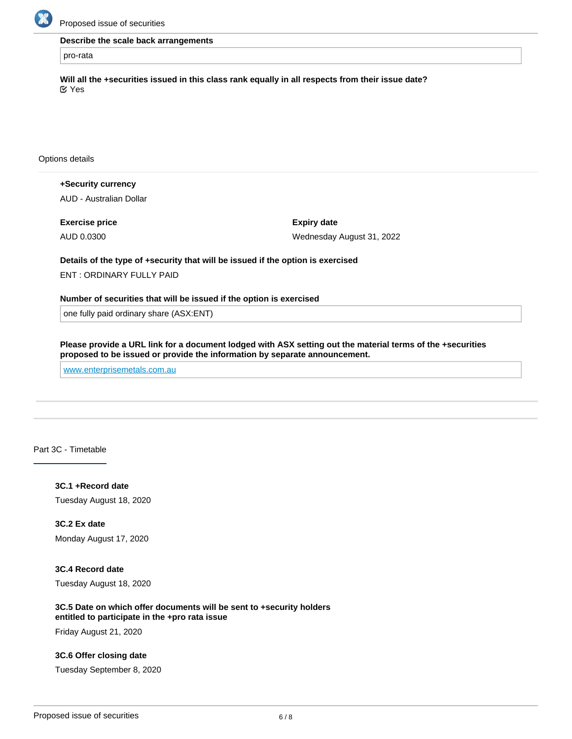**Describe the scale back arrangements**

pro-rata

**Will all the +securities issued in this class rank equally in all respects from their issue date?**

☑ Yes

Options details

**+Security currency**

AUD - Australian Dollar

**Exercise price**

AUD 0.0300

**Expiry date**

Wednesday August 31, 2022

**Details of the type of +security that will be issued if the option is exercised**

ENT : ORDINARY FULLY PAID

**Number of securities that will be issued if the option is exercised**

one fully paid ordinary share (ASX:ENT)

**Please provide a URL link for a document lodged with ASX setting out the material terms of the +securities proposed to be issued or provide the information by separate announcement.**

www.enterprisemetals.com.au

## Part 3C - Timetable

**3C.1 +Record date**

Tuesday August 18, 2020

**3C.2 Ex date**

Monday August 17, 2020

**3C.4 Record date**

Tuesday August 18, 2020

**3C.5 Date on which offer documents will be sent to +security holders entitled to participate in the +pro rata issue**

Friday August 21, 2020

**3C.6 Offer closing date**

Tuesday September 8, 2020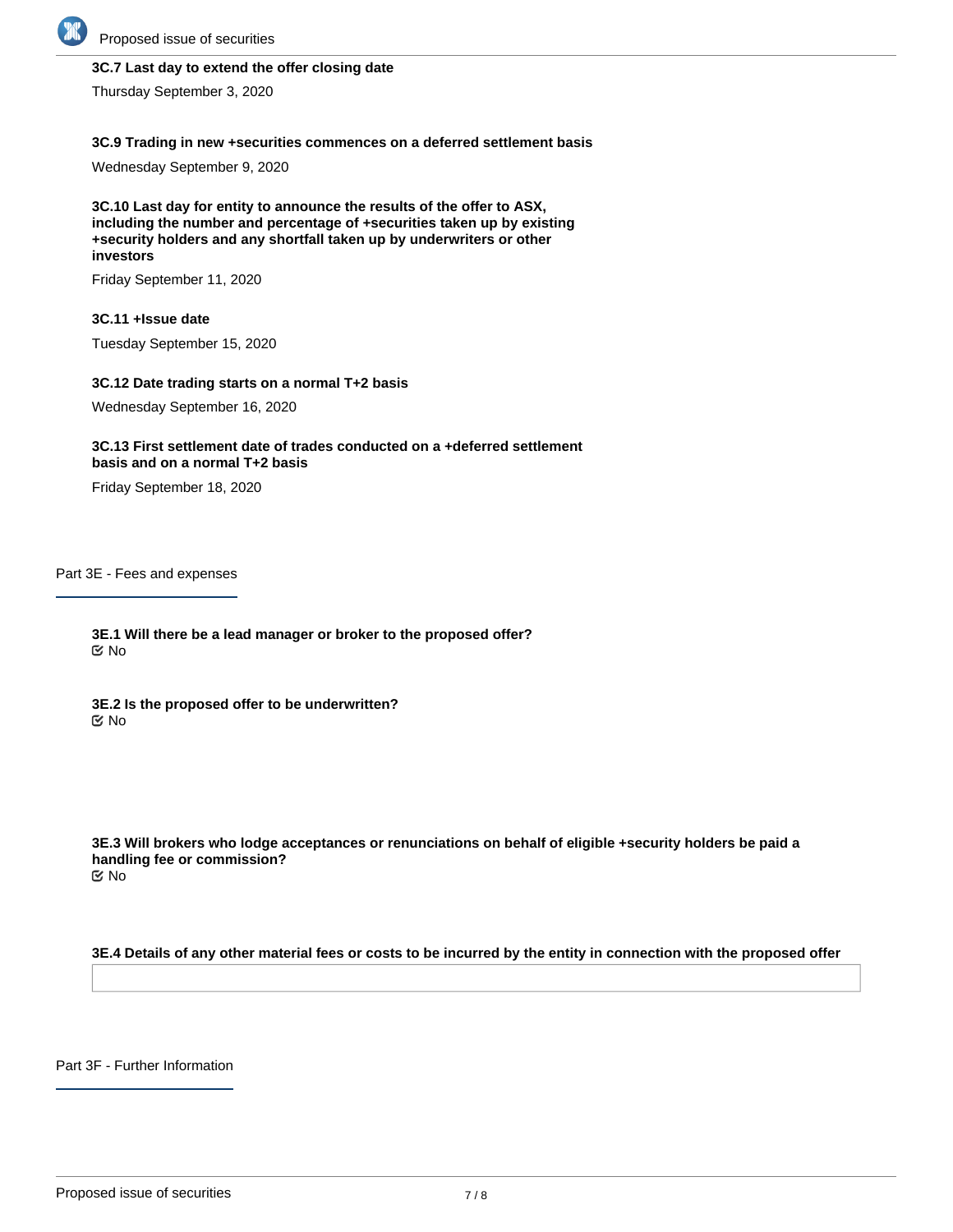**3C.7 Last day to extend the offer closing date**

Thursday September 3, 2020

**3C.9 Trading in new +securities commences on a deferred settlement basis**

Wednesday September 9, 2020

**3C.10 Last day for entity to announce the results of the offer to ASX, including the number and percentage of +securities taken up by existing +security holders and any shortfall taken up by underwriters or other investors**

Friday September 11, 2020

**3C.11 +Issue date**

Tuesday September 15, 2020

**3C.12 Date trading starts on a normal T+2 basis**

Wednesday September 16, 2020

**3C.13 First settlement date of trades conducted on a +deferred settlement basis and on a normal T+2 basis**

Friday September 18, 2020

## Part 3E - Fees and expenses

**3E.1 Will there be a lead manager or broker to the proposed offer?**

☑ No

**3E.2 Is the proposed offer to be underwritten?**

☑ No

**3E.3 Will brokers who lodge acceptances or renunciations on behalf of eligible +security holders be paid a handling fee or commission?**

☑ No

**3E.4 Details of any other material fees or costs to be incurred by the entity in connection with the proposed offer**

## Part 3F - Further Information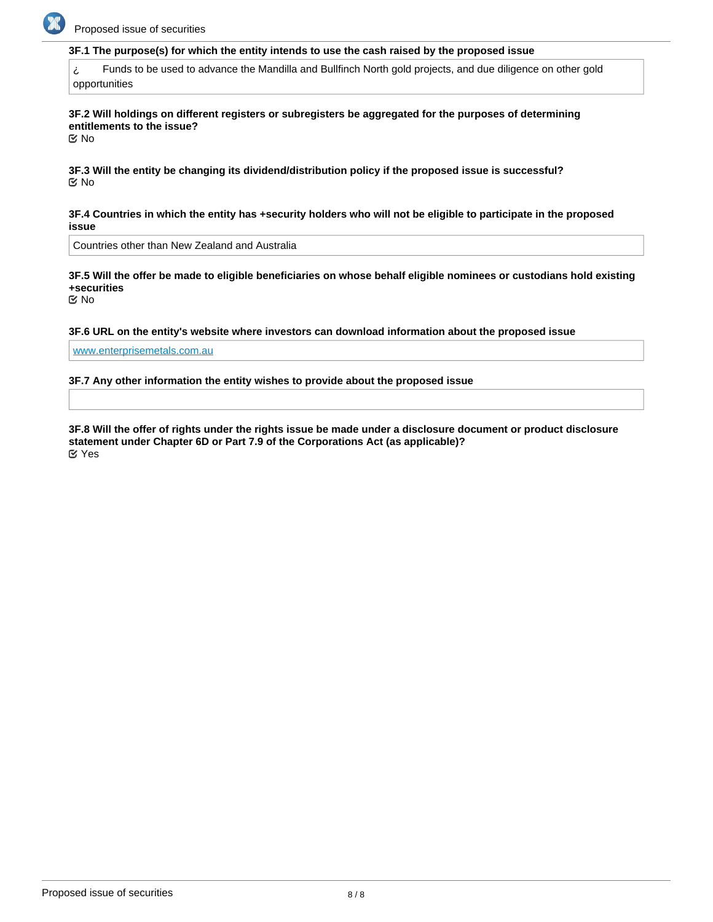**3F.1 The purpose(s) for which the entity intends to use the cash raised by the proposed issue**

¿ Funds to be used to advance the Mandilla and Bullfinch North gold projects, and due diligence on other gold opportunities

**3F.2 Will holdings on different registers or subregisters be aggregated for the purposes of determining entitlements to the issue?**

☑ No

**3F.3 Will the entity be changing its dividend/distribution policy if the proposed issue is successful?**

☑ No

**3F.4 Countries in which the entity has +security holders who will not be eligible to participate in the proposed issue**

Countries other than New Zealand and Australia

**3F.5 Will the offer be made to eligible beneficiaries on whose behalf eligible nominees or custodians hold existing +securities**

☑ No

**3F.6 URL on the entity's website where investors can download information about the proposed issue**

www.enterprisemetals.com.au

**3F.7 Any other information the entity wishes to provide about the proposed issue**

**3F.8 Will the offer of rights under the rights issue be made under a disclosure document or product disclosure statement under Chapter 6D or Part 7.9 of the Corporations Act (as applicable)?**

☑ Yes